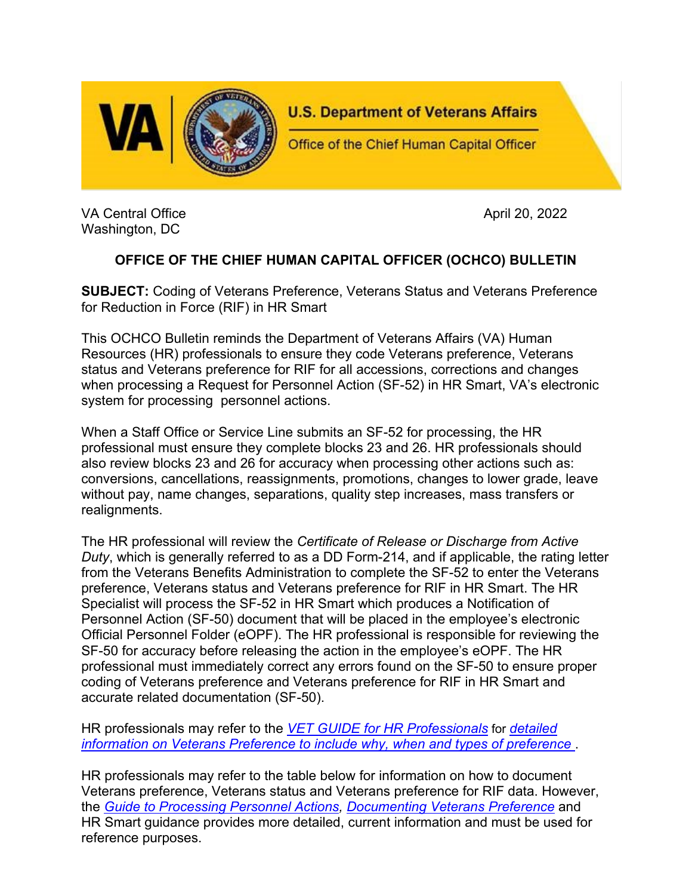U.S. Department of Veterans Affairs

Office of the Chief Human Capital Officer

VA Central Office
Washington, DC

April 20, 2022

## OFFICE OF THE CHIEF HUMAN CAPITAL OFFICER (OCHCO) BULLETIN

**SUBJECT:** Coding of Veterans Preference, Veterans Status and Veterans Preference for Reduction in Force (RIF) in HR Smart

This OCHCO Bulletin reminds the Department of Veterans Affairs (VA) Human Resources (HR) professionals to ensure they code Veterans preference, Veterans status and Veterans preference for RIF for all accessions, corrections and changes when processing a Request for Personnel Action (SF-52) in HR Smart, VA's electronic system for processing personnel actions.

When a Staff Office or Service Line submits an SF-52 for processing, the HR professional must ensure they complete blocks 23 and 26. HR professionals should also review blocks 23 and 26 for accuracy when processing other actions such as: conversions, cancellations, reassignments, promotions, changes to lower grade, leave without pay, name changes, separations, quality step increases, mass transfers or realignments.

The HR professional will review the *Certificate of Release or Discharge from Active Duty*, which is generally referred to as a DD Form-214, and if applicable, the rating letter from the Veterans Benefits Administration to complete the SF-52 to enter the Veterans preference, Veterans status and Veterans preference for RIF in HR Smart. The HR Specialist will process the SF-52 in HR Smart which produces a Notification of Personnel Action (SF-50) document that will be placed in the employee's electronic Official Personnel Folder (eOPF). The HR professional is responsible for reviewing the SF-50 for accuracy before releasing the action in the employee's eOPF. The HR professional must immediately correct any errors found on the SF-50 to ensure proper coding of Veterans preference and Veterans preference for RIF in HR Smart and accurate related documentation (SF-50).

HR professionals may refer to the *VET GUIDE for HR Professionals* for *detailed information on Veterans Preference to include why, when and types of preference*.

HR professionals may refer to the table below for information on how to document Veterans preference, Veterans status and Veterans preference for RIF data. However, the *Guide to Processing Personnel Actions*, *Documenting Veterans Preference* and HR Smart guidance provides more detailed, current information and must be used for reference purposes.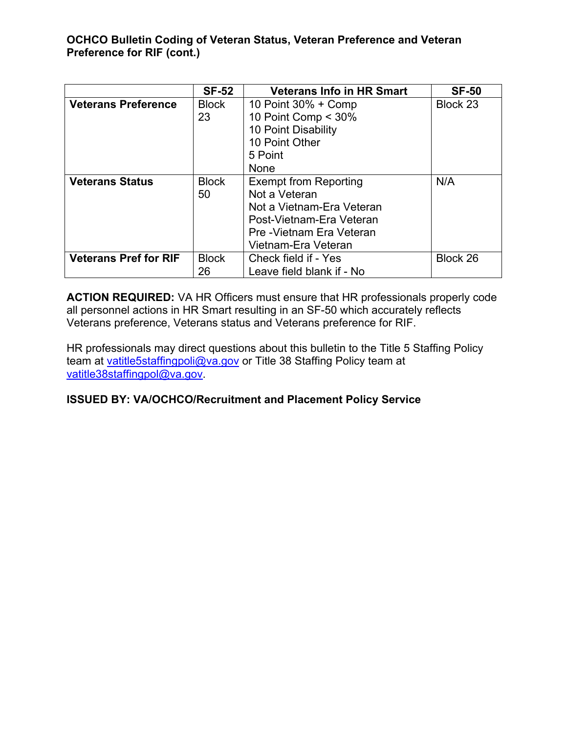**OCHCO Bulletin Coding of Veteran Status, Veteran Preference and Veteran Preference for RIF (cont.)**

| | SF-52 | Veterans Info in HR Smart | SF-50 |
|---|---|---|---|
| **Veterans Preference** | Block 23 | 10 Point 30% + Comp<br>10 Point Comp < 30%<br>10 Point Disability<br>10 Point Other<br>5 Point<br>None | Block 23 |
| **Veterans Status** | Block 50 | Exempt from Reporting<br>Not a Veteran<br>Not a Vietnam-Era Veteran<br>Post-Vietnam-Era Veteran<br>Pre -Vietnam Era Veteran<br>Vietnam-Era Veteran | N/A |
| **Veterans Pref for RIF** | Block 26 | Check field if - Yes<br>Leave field blank if - No | Block 26 |

**ACTION REQUIRED:** VA HR Officers must ensure that HR professionals properly code all personnel actions in HR Smart resulting in an SF-50 which accurately reflects Veterans preference, Veterans status and Veterans preference for RIF.

HR professionals may direct questions about this bulletin to the Title 5 Staffing Policy team at vatitle5staffingpoli@va.gov or Title 38 Staffing Policy team at vatitle38staffingpol@va.gov.

**ISSUED BY: VA/OCHCO/Recruitment and Placement Policy Service**